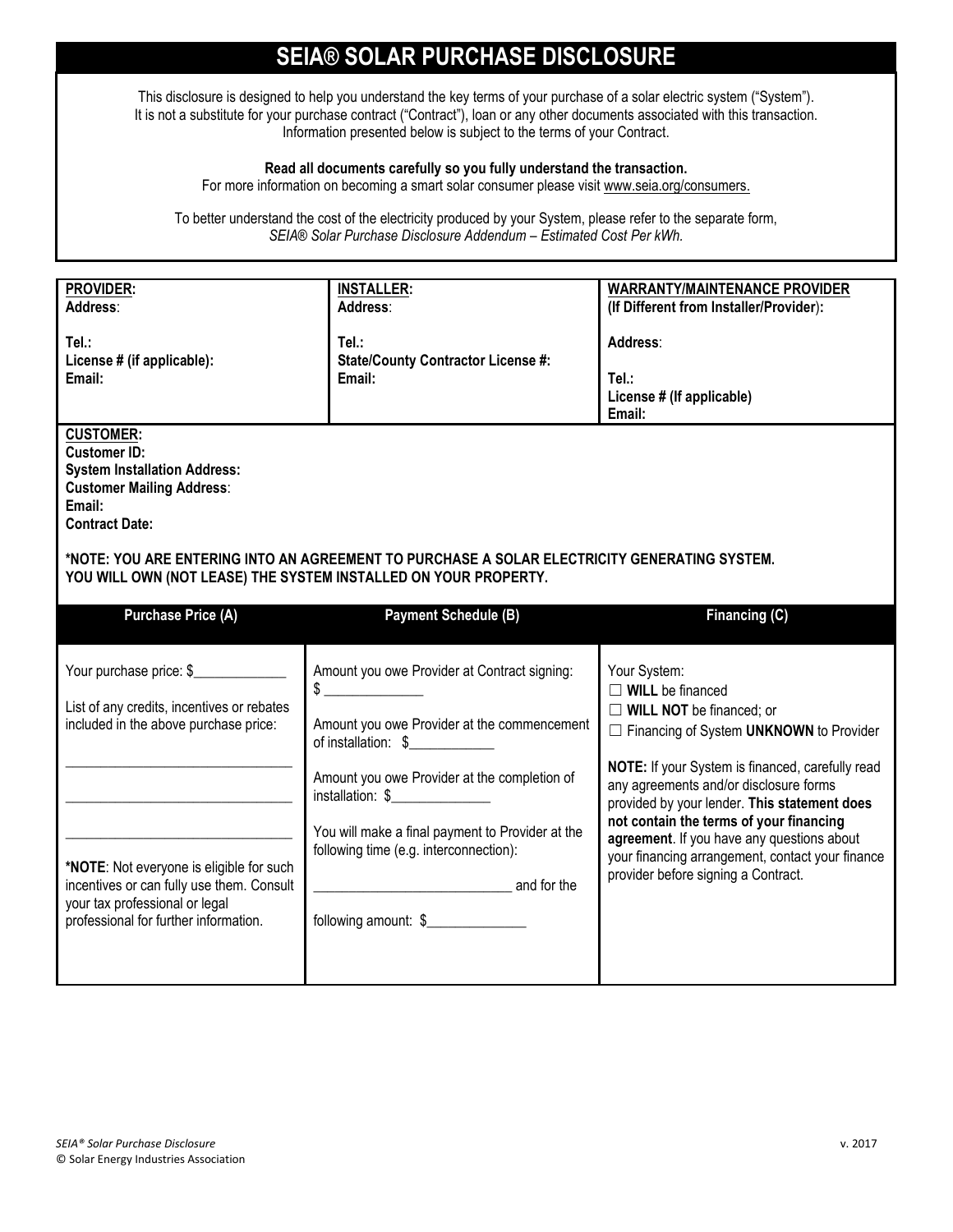# SEIA® SOLAR PURCHASE DISCLOSURE

This disclosure is designed to help you understand the key terms of your purchase of a solar electric system ("System"). It is not a substitute for your purchase contract ("Contract"), loan or any other documents associated with this transaction. Information presented below is subject to the terms of your Contract.

**Read all documents carefully so you fully understand the transaction.**
For more information on becoming a smart solar consumer please visit www.seia.org/consumers.

To better understand the cost of the electricity produced by your System, please refer to the separate form, *SEIA® Solar Purchase Disclosure Addendum – Estimated Cost Per kWh.*

| **PROVIDER:** | **INSTALLER:** | **WARRANTY/MAINTENANCE PROVIDER (If Different from Installer/Provider):** |
|---|---|---|
| **Address**:<br><br>**Tel.:**<br>**License # (if applicable):**<br>**Email:** | **Address**:<br><br>**Tel.:**<br>**State/County Contractor License #:**<br>**Email:** | **Address**:<br><br>**Tel.:**<br>**License # (If applicable)**<br>**Email:** |

**CUSTOMER:**
**Customer ID:**
**System Installation Address:**
**Customer Mailing Address**:
**Email:**
**Contract Date:**

**\*NOTE: YOU ARE ENTERING INTO AN AGREEMENT TO PURCHASE A SOLAR ELECTRICITY GENERATING SYSTEM. YOU WILL OWN (NOT LEASE) THE SYSTEM INSTALLED ON YOUR PROPERTY.**

| Purchase Price (A) | Payment Schedule (B) | Financing (C) |
|---|---|---|
| Your purchase price: $_____________<br><br>List of any credits, incentives or rebates included in the above purchase price:<br><br>_______________________________<br>_______________________________<br>_______________________________<br><br>**\*NOTE**: Not everyone is eligible for such incentives or can fully use them. Consult your tax professional or legal professional for further information. | Amount you owe Provider at Contract signing: $ ______________<br><br>Amount you owe Provider at the commencement of installation: $____________<br><br>Amount you owe Provider at the completion of installation: $______________<br><br>You will make a final payment to Provider at the following time (e.g. interconnection):<br><br>___________________________ and for the following amount: $______________ | Your System:<br>☐ **WILL** be financed<br>☐ **WILL NOT** be financed; or<br>☐ Financing of System **UNKNOWN** to Provider<br><br>**NOTE:** If your System is financed, carefully read any agreements and/or disclosure forms provided by your lender. **This statement does not contain the terms of your financing agreement**. If you have any questions about your financing arrangement, contact your finance provider before signing a Contract. |

*SEIA® Solar Purchase Disclosure*
© Solar Energy Industries Association
v. 2017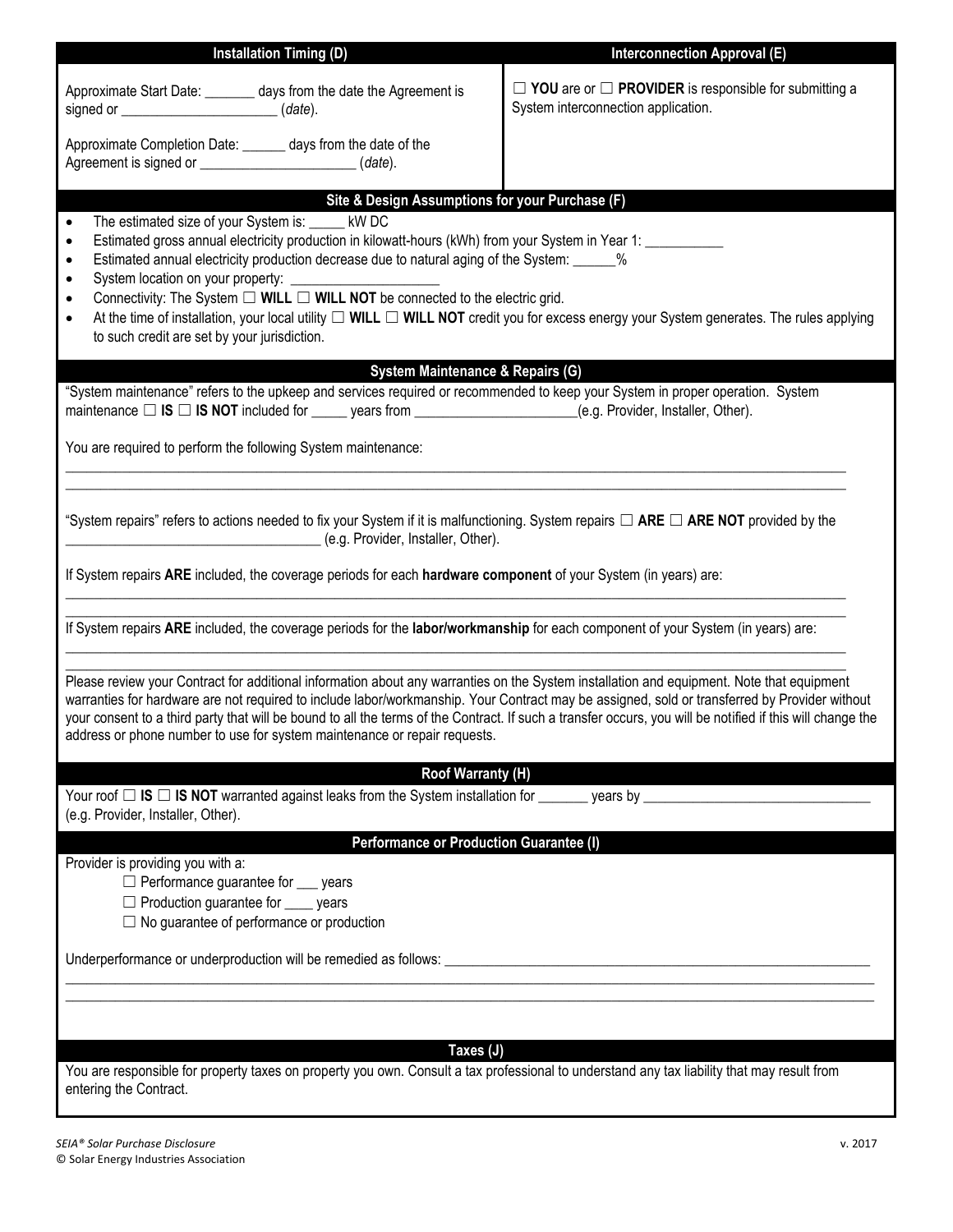| Installation Timing (D) | Interconnection Approval (E) |
|---|---|
| Approximate Start Date: _______ days from the date the Agreement is signed or _____________________ (*date*).<br><br>Approximate Completion Date: ______ days from the date of the Agreement is signed or _____________________ (*date*). | ☐ **YOU** are or ☐ **PROVIDER** is responsible for submitting a System interconnection application. |

## Site & Design Assumptions for your Purchase (F)

- The estimated size of your System is: _____ kW DC
- Estimated gross annual electricity production in kilowatt-hours (kWh) from your System in Year 1: ___________
- Estimated annual electricity production decrease due to natural aging of the System: ______%
- System location on your property: ____________________
- Connectivity: The System ☐ **WILL** ☐ **WILL NOT** be connected to the electric grid.
- At the time of installation, your local utility ☐ **WILL** ☐ **WILL NOT** credit you for excess energy your System generates. The rules applying to such credit are set by your jurisdiction.

## System Maintenance & Repairs (G)

"System maintenance" refers to the upkeep and services required or recommended to keep your System in proper operation. System maintenance ☐ **IS** ☐ **IS NOT** included for _____ years from ______________________(e.g. Provider, Installer, Other).

You are required to perform the following System maintenance:

___________________________________________________________________________________________

___________________________________________________________________________________________

"System repairs" refers to actions needed to fix your System if it is malfunctioning. System repairs ☐ **ARE** ☐ **ARE NOT** provided by the ___________________________________ (e.g. Provider, Installer, Other).

If System repairs **ARE** included, the coverage periods for each **hardware component** of your System (in years) are:

___________________________________________________________________________________________

___________________________________________________________________________________________

If System repairs **ARE** included, the coverage periods for the **labor/workmanship** for each component of your System (in years) are:

___________________________________________________________________________________________

___________________________________________________________________________________________

Please review your Contract for additional information about any warranties on the System installation and equipment. Note that equipment warranties for hardware are not required to include labor/workmanship. Your Contract may be assigned, sold or transferred by Provider without your consent to a third party that will be bound to all the terms of the Contract. If such a transfer occurs, you will be notified if this will change the address or phone number to use for system maintenance or repair requests.

## Roof Warranty (H)

Your roof ☐ **IS** ☐ **IS NOT** warranted against leaks from the System installation for _______ years by ________________________________ (e.g. Provider, Installer, Other).

## Performance or Production Guarantee (I)

Provider is providing you with a:

- ☐ Performance guarantee for ___ years
- ☐ Production guarantee for ____ years
- ☐ No guarantee of performance or production

Underperformance or underproduction will be remedied as follows: ______________________________________________

___________________________________________________________________________________________

___________________________________________________________________________________________

## Taxes (J)

You are responsible for property taxes on property you own. Consult a tax professional to understand any tax liability that may result from entering the Contract.

*SEIA® Solar Purchase Disclosure* v. 2017
© Solar Energy Industries Association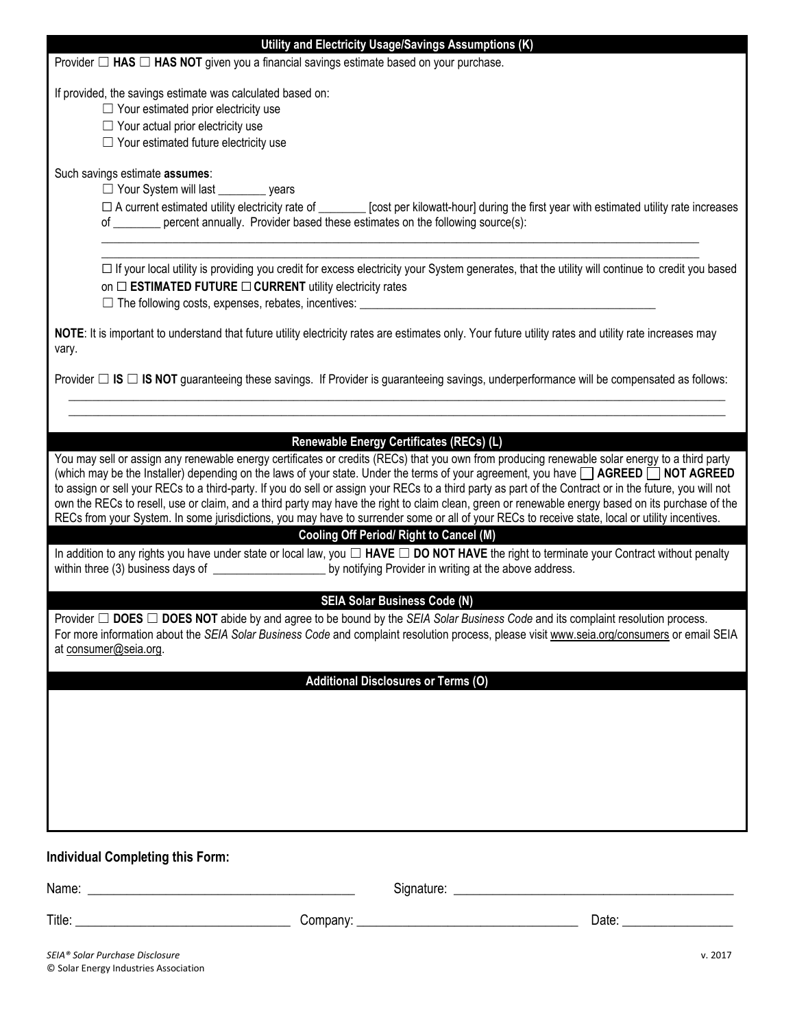## Utility and Electricity Usage/Savings Assumptions (K)

Provider ☐ **HAS** ☐ **HAS NOT** given you a financial savings estimate based on your purchase.

If provided, the savings estimate was calculated based on:

☐ Your estimated prior electricity use
☐ Your actual prior electricity use
☐ Your estimated future electricity use

Such savings estimate **assumes**:

☐ Your System will last ________ years

☐ A current estimated utility electricity rate of ________ [cost per kilowatt-hour] during the first year with estimated utility rate increases of ________ percent annually. Provider based these estimates on the following source(s):

_______________________________________________________________________________________________

_______________________________________________________________________________________________

☐ If your local utility is providing you credit for excess electricity your System generates, that the utility will continue to credit you based on ☐ **ESTIMATED FUTURE** ☐ **CURRENT** utility electricity rates

☐ The following costs, expenses, rebates, incentives: ______________________________________________

**NOTE**: It is important to understand that future utility electricity rates are estimates only. Your future utility rates and utility rate increases may vary.

Provider ☐ **IS** ☐ **IS NOT** guaranteeing these savings. If Provider is guaranteeing savings, underperformance will be compensated as follows:

_______________________________________________________________________________________________

_______________________________________________________________________________________________

## Renewable Energy Certificates (RECs) (L)

You may sell or assign any renewable energy certificates or credits (RECs) that you own from producing renewable solar energy to a third party (which may be the Installer) depending on the laws of your state. Under the terms of your agreement, you have ☐ **AGREED** ☐ **NOT AGREED** to assign or sell your RECs to a third-party. If you do sell or assign your RECs to a third party as part of the Contract or in the future, you will not own the RECs to resell, use or claim, and a third party may have the right to claim clean, green or renewable energy based on its purchase of the RECs from your System. In some jurisdictions, you may have to surrender some or all of your RECs to receive state, local or utility incentives.

## Cooling Off Period/ Right to Cancel (M)

In addition to any rights you have under state or local law, you ☐ **HAVE** ☐ **DO NOT HAVE** the right to terminate your Contract without penalty within three (3) business days of __________________ by notifying Provider in writing at the above address.

## SEIA Solar Business Code (N)

Provider ☐ **DOES** ☐ **DOES NOT** abide by and agree to be bound by the *SEIA Solar Business Code* and its complaint resolution process. For more information about the *SEIA Solar Business Code* and complaint resolution process, please visit www.seia.org/consumers or email SEIA at consumer@seia.org.

## Additional Disclosures or Terms (O)

**Individual Completing this Form:**

Name: ________________________________________ Signature: ________________________________________

Title: ________________________________ Company: ________________________________ Date: ________________

*SEIA® Solar Purchase Disclosure*
© Solar Energy Industries Association

v. 2017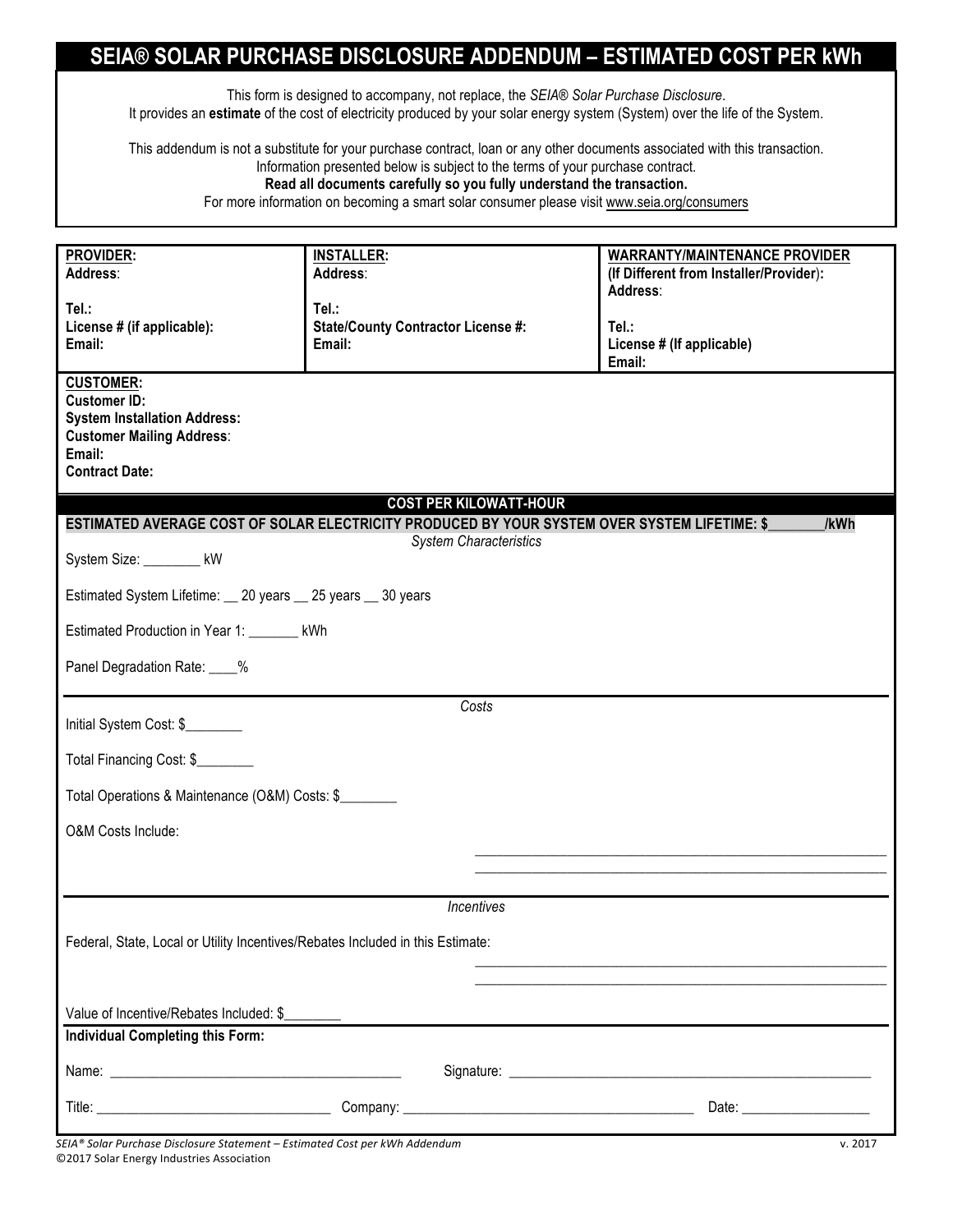# SEIA® SOLAR PURCHASE DISCLOSURE ADDENDUM – ESTIMATED COST PER kWh

This form is designed to accompany, not replace, the *SEIA® Solar Purchase Disclosure*.
It provides an **estimate** of the cost of electricity produced by your solar energy system (System) over the life of the System.

This addendum is not a substitute for your purchase contract, loan or any other documents associated with this transaction.
Information presented below is subject to the terms of your purchase contract.
**Read all documents carefully so you fully understand the transaction.**
For more information on becoming a smart solar consumer please visit www.seia.org/consumers

| **PROVIDER:**<br>**Address**:<br><br>**Tel.:**<br>**License # (if applicable):**<br>**Email:** | **INSTALLER:**<br>**Address**:<br><br>**Tel.:**<br>**State/County Contractor License #:**<br>**Email:** | **WARRANTY/MAINTENANCE PROVIDER**<br>**(If Different from Installer/Provider):**<br>**Address**:<br><br>**Tel.:**<br>**License # (If applicable)**<br>**Email:** |
|---|---|---|

**CUSTOMER:**
**Customer ID:**
**System Installation Address:**
**Customer Mailing Address**:
**Email:**
**Contract Date:**

## COST PER KILOWATT-HOUR

**ESTIMATED AVERAGE COST OF SOLAR ELECTRICITY PRODUCED BY YOUR SYSTEM OVER SYSTEM LIFETIME: $________/kWh**

*System Characteristics*

System Size: ________ kW

Estimated System Lifetime: __ 20 years __ 25 years __ 30 years

Estimated Production in Year 1: _______ kWh

Panel Degradation Rate: ____%

*Costs*

Initial System Cost: $________

Total Financing Cost: $________

Total Operations & Maintenance (O&M) Costs: $________

O&M Costs Include: ____________________________________________________________
____________________________________________________________

*Incentives*

Federal, State, Local or Utility Incentives/Rebates Included in this Estimate: ____________________________________________________________
____________________________________________________________

Value of Incentive/Rebates Included: $________

**Individual Completing this Form:**

Name: ________________________________________ Signature: ____________________________________________________

Title: ________________________________ Company: ________________________________________ Date: __________________

*SEIA® Solar Purchase Disclosure Statement – Estimated Cost per kWh Addendum* v. 2017
©2017 Solar Energy Industries Association